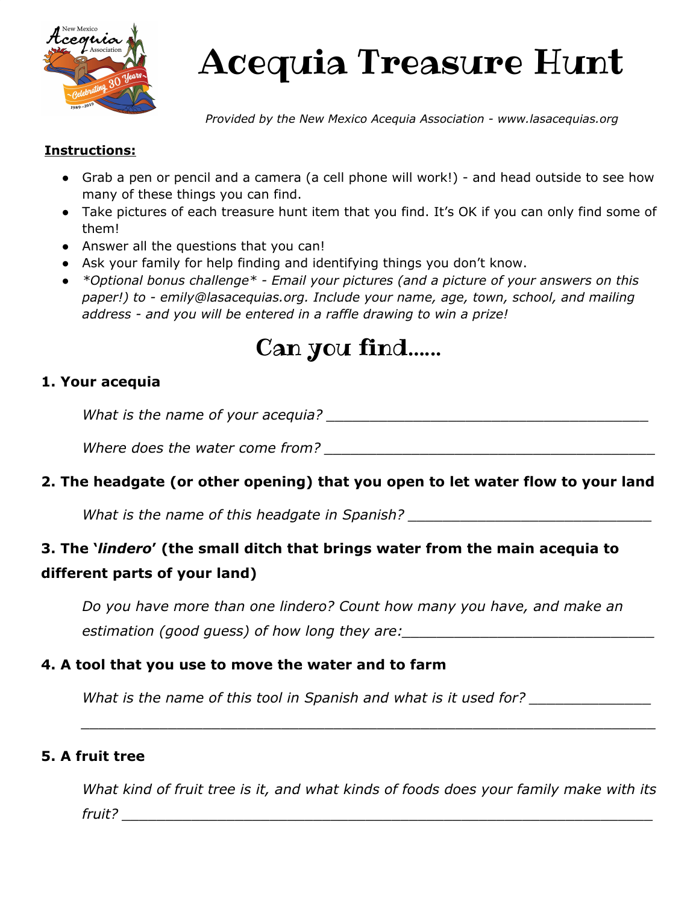# Acequia Treasure Hunt

*Provided by the New Mexico Acequia Association - www.lasacequias.org*

**Instructions:**

- Grab a pen or pencil and a camera (a cell phone will work!) - and head outside to see how many of these things you can find.
- Take pictures of each treasure hunt item that you find. It's OK if you can only find some of them!
- Answer all the questions that you can!
- Ask your family for help finding and identifying things you don't know.
- *\*Optional bonus challenge\* - Email your pictures (and a picture of your answers on this paper!) to - emily@lasacequias.org. Include your name, age, town, school, and mailing address - and you will be entered in a raffle drawing to win a prize!*

## Can you find……

**1. Your acequia**

*What is the name of your acequia?* ____________________________________

*Where does the water come from?* ____________________________________

**2. The headgate (or other opening) that you open to let water flow to your land**

*What is the name of this headgate in Spanish?* ___________________________

**3. The '*lindero*' (the small ditch that brings water from the main acequia to different parts of your land)**

*Do you have more than one lindero? Count how many you have, and make an estimation (good guess) of how long they are:*___________________________

**4. A tool that you use to move the water and to farm**

*What is the name of this tool in Spanish and what is it used for?* _____________

_____________________________________________________________

**5. A fruit tree**

*What kind of fruit tree is it, and what kinds of foods does your family make with its fruit?* _______________________________________________________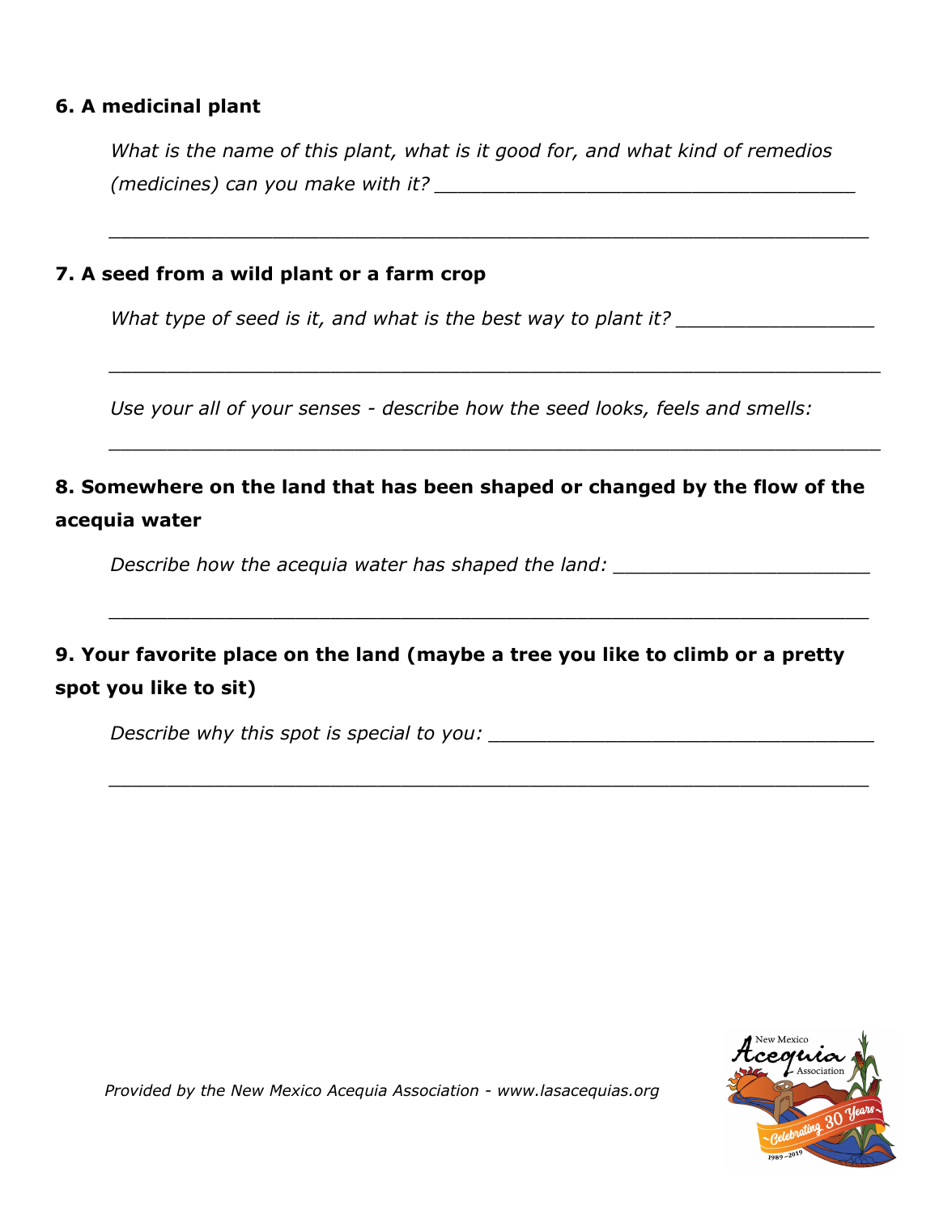**6. A medicinal plant**

*What is the name of this plant, what is it good for, and what kind of remedios (medicines) can you make with it?* ___________________________________

_______________________________________________________________

**7. A seed from a wild plant or a farm crop**

*What type of seed is it, and what is the best way to plant it?* _________________

_______________________________________________________________

*Use your all of your senses - describe how the seed looks, feels and smells:*

_______________________________________________________________

**8. Somewhere on the land that has been shaped or changed by the flow of the acequia water**

*Describe how the acequia water has shaped the land:* ______________________

_______________________________________________________________

**9. Your favorite place on the land (maybe a tree you like to climb or a pretty spot you like to sit)**

*Describe why this spot is special to you:* _________________________________

_______________________________________________________________

*Provided by the New Mexico Acequia Association - www.lasacequias.org*

New Mexico Acequia Association

Celebrating 30 Years

1989–2019